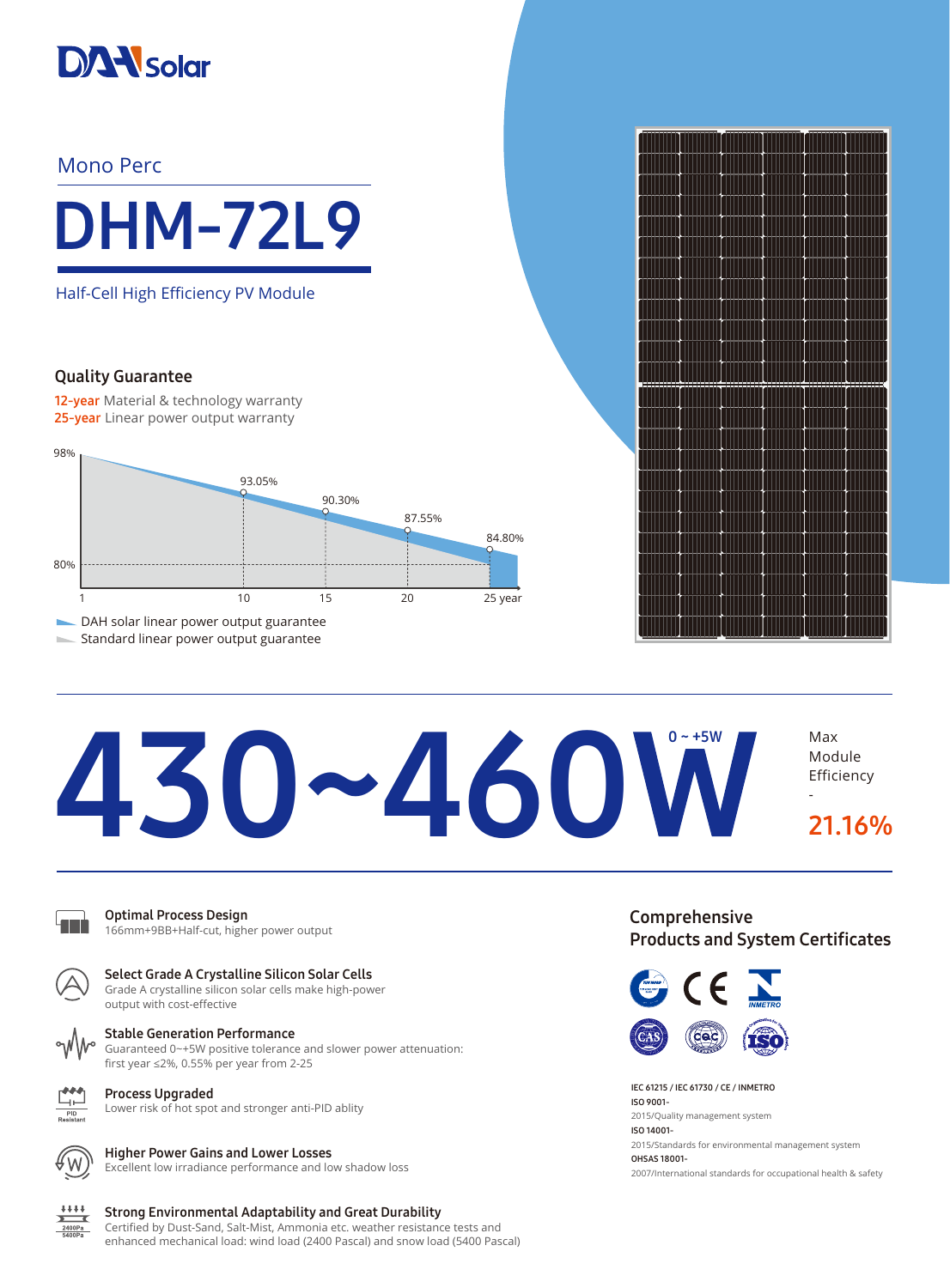DAH solar

Mono Perc

# DHM-72L9

Half-Cell High Efficiency PV Module

## Quality Guarantee

**12-year** Material & technology warranty
**25-year** Linear power output warranty

98%
93.05%
90.30%
87.55%
84.80%
80%
1
10
15
20
25 year

DAH solar linear power output guarantee
Standard linear power output guarantee

# 430~460W

0 ~ +5W

Max Module Efficiency

**21.16%**

**Optimal Process Design**
166mm+9BB+Half-cut, higher power output

**Select Grade A Crystalline Silicon Solar Cells**
Grade A crystalline silicon solar cells make high-power output with cost-effective

**Stable Generation Performance**
Guaranteed 0~+5W positive tolerance and slower power attenuation: first year ≤2%, 0.55% per year from 2-25

**Process Upgraded**
Lower risk of hot spot and stronger anti-PID ablity

**Higher Power Gains and Lower Losses**
Excellent low irradiance performance and low shadow loss

**Strong Environmental Adaptability and Great Durability**
Certified by Dust-Sand, Salt-Mist, Ammonia etc. weather resistance tests and enhanced mechanical load: wind load (2400 Pascal) and snow load (5400 Pascal)

## Comprehensive Products and System Certificates

**IEC 61215 / IEC 61730 / CE / INMETRO**

**ISO 9001-**
2015/Quality management system

**ISO 14001-**
2015/Standards for environmental management system

**OHSAS 18001-**
2007/International standards for occupational health & safety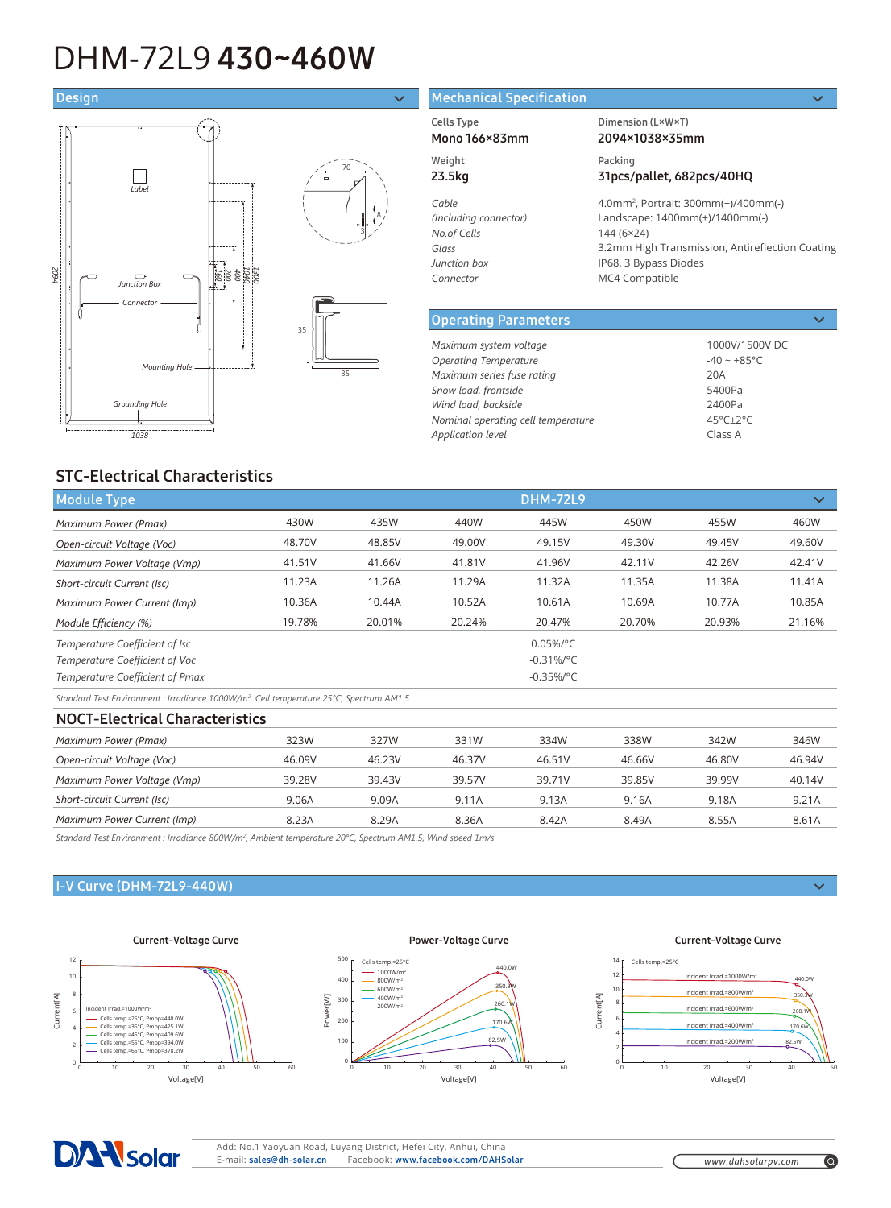# DHM-72L9 **430~460W**

## Design

Label

Junction Box

Connector

Mounting Hole

Grounding Hole

2094

1038

70

8

3

35

35

1300

1040

400

200

160

## Mechanical Specification

| | |
|---|---|
| Cells Type | Dimension (L×W×T) |
| **Mono 166×83mm** | **2094×1038×35mm** |
| Weight | Packing |
| **23.5kg** | **31pcs/pallet, 682pcs/40HQ** |

| | |
|---|---|
| *Cable (Including connector)* | 4.0mm², Portrait: 300mm(+)/400mm(-) Landscape: 1400mm(+)/1400mm(-) |
| *No.of Cells* | 144 (6×24) |
| *Glass* | 3.2mm High Transmission, Antireflection Coating |
| *Junction box* | IP68, 3 Bypass Diodes |
| *Connector* | MC4 Compatible |

## Operating Parameters

| | |
|---|---|
| *Maximum system voltage* | 1000V/1500V DC |
| *Operating Temperature* | -40 ~ +85°C |
| *Maximum series fuse rating* | 20A |
| *Snow load, frontside* | 5400Pa |
| *Wind load, backside* | 2400Pa |
| *Nominal operating cell temperature* | 45°C±2°C |
| *Application level* | Class A |

## STC-Electrical Characteristics

| Module Type | DHM-72L9 | | | | | | |
|---|---|---|---|---|---|---|---|
| *Maximum Power (Pmax)* | 430W | 435W | 440W | 445W | 450W | 455W | 460W |
| *Open-circuit Voltage (Voc)* | 48.70V | 48.85V | 49.00V | 49.15V | 49.30V | 49.45V | 49.60V |
| *Maximum Power Voltage (Vmp)* | 41.51V | 41.66V | 41.81V | 41.96V | 42.11V | 42.26V | 42.41V |
| *Short-circuit Current (Isc)* | 11.23A | 11.26A | 11.29A | 11.32A | 11.35A | 11.38A | 11.41A |
| *Maximum Power Current (Imp)* | 10.36A | 10.44A | 10.52A | 10.61A | 10.69A | 10.77A | 10.85A |
| *Module Efficiency (%)* | 19.78% | 20.01% | 20.24% | 20.47% | 20.70% | 20.93% | 21.16% |
| *Temperature Coefficient of Isc* | 0.05%/°C | | | | | | |
| *Temperature Coefficient of Voc* | -0.31%/°C | | | | | | |
| *Temperature Coefficient of Pmax* | -0.35%/°C | | | | | | |

*Standard Test Environment : Irradiance 1000W/m², Cell temperature 25°C, Spectrum AM1.5*

## NOCT-Electrical Characteristics

| | | | | | | | |
|---|---|---|---|---|---|---|---|
| *Maximum Power (Pmax)* | 323W | 327W | 331W | 334W | 338W | 342W | 346W |
| *Open-circuit Voltage (Voc)* | 46.09V | 46.23V | 46.37V | 46.51V | 46.66V | 46.80V | 46.94V |
| *Maximum Power Voltage (Vmp)* | 39.28V | 39.43V | 39.57V | 39.71V | 39.85V | 39.99V | 40.14V |
| *Short-circuit Current (Isc)* | 9.06A | 9.09A | 9.11A | 9.13A | 9.16A | 9.18A | 9.21A |
| *Maximum Power Current (Imp)* | 8.23A | 8.29A | 8.36A | 8.42A | 8.49A | 8.55A | 8.61A |

*Standard Test Environment : Irradiance 800W/m², Ambient temperature 20°C, Spectrum AM1.5, Wind speed 1m/s*

## I-V Curve (DHM-72L9-440W)

**Current-Voltage Curve**

Incident Irrad.=1000W/m²
Cells temp.=25°C, Pmpp=440.0W
Cells temp.=35°C, Pmpp=425.1W
Cells temp.=45°C, Pmpp=409.6W
Cells temp.=55°C, Pmpp=394.0W
Cells temp.=65°C, Pmpp=378.2W

Current[A]
Voltage[V]

**Power-Voltage Curve**

Cells temp.=25°C
1000W/m²
800W/m²
600W/m²
400W/m²
200W/m²
440.0W
350.3W
260.1W
170.6W
82.5W

Power[W]
Voltage[V]

**Current-Voltage Curve**

Cells temp.=25°C
Incident Irrad.=1000W/m²
Incident Irrad.=800W/m²
Incident Irrad.=600W/m²
Incident Irrad.=400W/m²
Incident Irrad.=200W/m²
440.0W
350.3W
260.1W
170.6W
82.5W

Current[A]
Voltage[V]

DAH solar

Add: No.1 Yaoyuan Road, Luyang District, Hefei City, Anhui, China
E-mail: sales@dh-solar.cn Facebook: www.facebook.com/DAHSolar

www.dahsolarpv.com